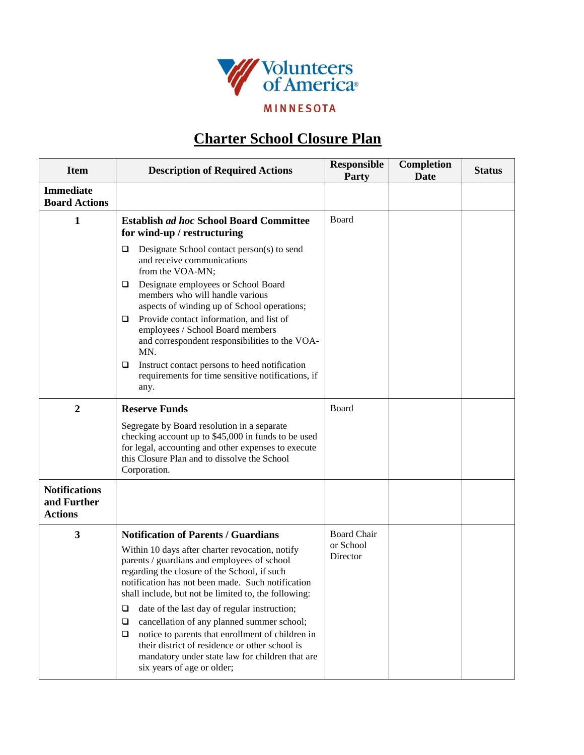Volunteers of America®

MINNESOTA

# Charter School Closure Plan

| Item | Description of Required Actions | Responsible Party | Completion Date | Status |
|---|---|---|---|---|
| **Immediate Board Actions** | | | | |
| **1** | **Establish *ad hoc* School Board Committee for wind-up / restructuring**<br>❑ Designate School contact person(s) to send and receive communications from the VOA-MN;<br>❑ Designate employees or School Board members who will handle various aspects of winding up of School operations;<br>❑ Provide contact information, and list of employees / School Board members and correspondent responsibilities to the VOA-MN.<br>❑ Instruct contact persons to heed notification requirements for time sensitive notifications, if any. | Board | | |
| **2** | **Reserve Funds**<br>Segregate by Board resolution in a separate checking account up to $45,000 in funds to be used for legal, accounting and other expenses to execute this Closure Plan and to dissolve the School Corporation. | Board | | |
| **Notifications and Further Actions** | | | | |
| **3** | **Notification of Parents / Guardians**<br>Within 10 days after charter revocation, notify parents / guardians and employees of school regarding the closure of the School, if such notification has not been made. Such notification shall include, but not be limited to, the following:<br>❑ date of the last day of regular instruction;<br>❑ cancellation of any planned summer school;<br>❑ notice to parents that enrollment of children in their district of residence or other school is mandatory under state law for children that are six years of age or older; | Board Chair or School Director | | |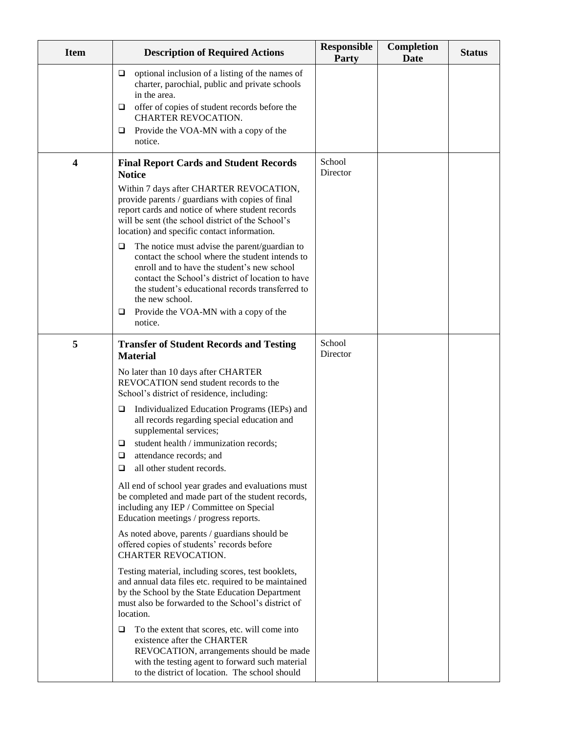| Item | Description of Required Actions | Responsible Party | Completion Date | Status |
|---|---|---|---|---|
| | ❑ optional inclusion of a listing of the names of charter, parochial, public and private schools in the area.<br>❑ offer of copies of student records before the CHARTER REVOCATION.<br>❑ Provide the VOA-MN with a copy of the notice. | | | |
| **4** | **Final Report Cards and Student Records Notice**<br><br>Within 7 days after CHARTER REVOCATION, provide parents / guardians with copies of final report cards and notice of where student records will be sent (the school district of the School's location) and specific contact information.<br><br>❑ The notice must advise the parent/guardian to contact the school where the student intends to enroll and to have the student's new school contact the School's district of location to have the student's educational records transferred to the new school.<br>❑ Provide the VOA-MN with a copy of the notice. | School Director | | |
| **5** | **Transfer of Student Records and Testing Material**<br><br>No later than 10 days after CHARTER REVOCATION send student records to the School's district of residence, including:<br><br>❑ Individualized Education Programs (IEPs) and all records regarding special education and supplemental services;<br>❑ student health / immunization records;<br>❑ attendance records; and<br>❑ all other student records.<br><br>All end of school year grades and evaluations must be completed and made part of the student records, including any IEP / Committee on Special Education meetings / progress reports.<br><br>As noted above, parents / guardians should be offered copies of students' records before CHARTER REVOCATION.<br><br>Testing material, including scores, test booklets, and annual data files etc. required to be maintained by the School by the State Education Department must also be forwarded to the School's district of location.<br><br>❑ To the extent that scores, etc. will come into existence after the CHARTER REVOCATION, arrangements should be made with the testing agent to forward such material to the district of location. The school should | School Director | | |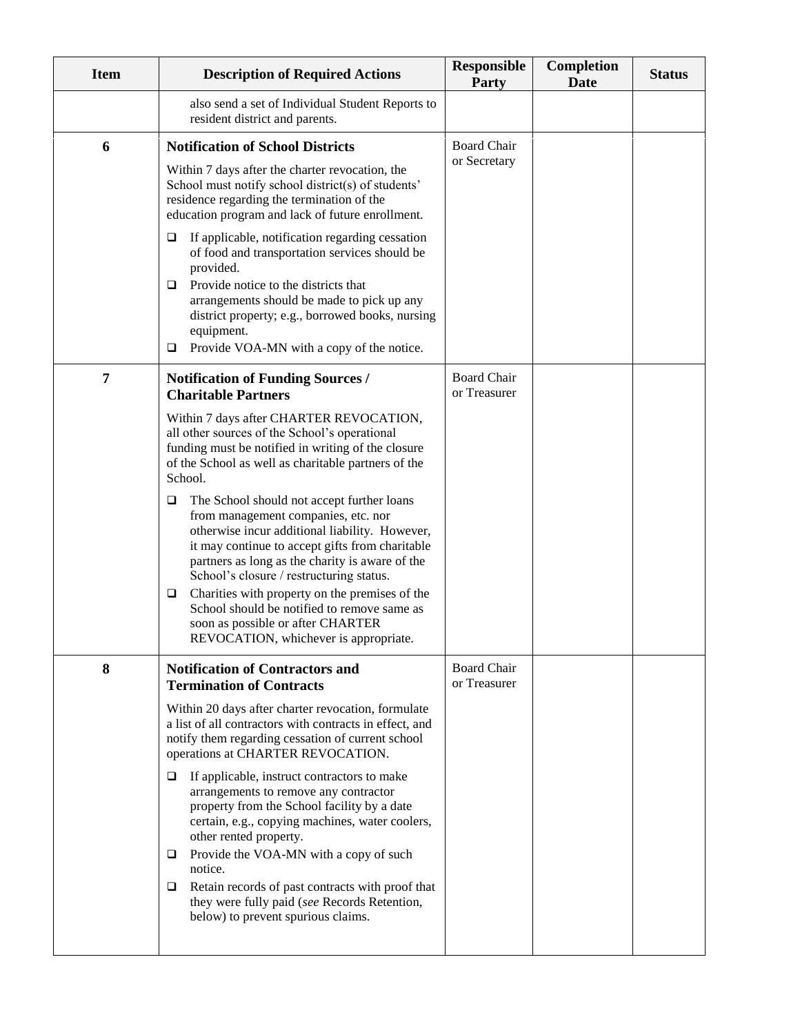| Item | Description of Required Actions | Responsible Party | Completion Date | Status |
|---|---|---|---|---|
| | also send a set of Individual Student Reports to resident district and parents. | | | |
| 6 | **Notification of School Districts**<br><br>Within 7 days after the charter revocation, the School must notify school district(s) of students' residence regarding the termination of the education program and lack of future enrollment.<br><br>❑ If applicable, notification regarding cessation of food and transportation services should be provided.<br>❑ Provide notice to the districts that arrangements should be made to pick up any district property; e.g., borrowed books, nursing equipment.<br>❑ Provide VOA-MN with a copy of the notice. | Board Chair or Secretary | | |
| 7 | **Notification of Funding Sources / Charitable Partners**<br><br>Within 7 days after CHARTER REVOCATION, all other sources of the School's operational funding must be notified in writing of the closure of the School as well as charitable partners of the School.<br><br>❑ The School should not accept further loans from management companies, etc. nor otherwise incur additional liability. However, it may continue to accept gifts from charitable partners as long as the charity is aware of the School's closure / restructuring status.<br>❑ Charities with property on the premises of the School should be notified to remove same as soon as possible or after CHARTER REVOCATION, whichever is appropriate. | Board Chair or Treasurer | | |
| 8 | **Notification of Contractors and Termination of Contracts**<br><br>Within 20 days after charter revocation, formulate a list of all contractors with contracts in effect, and notify them regarding cessation of current school operations at CHARTER REVOCATION.<br><br>❑ If applicable, instruct contractors to make arrangements to remove any contractor property from the School facility by a date certain, e.g., copying machines, water coolers, other rented property.<br>❑ Provide the VOA-MN with a copy of such notice.<br>❑ Retain records of past contracts with proof that they were fully paid (*see* Records Retention, below) to prevent spurious claims. | Board Chair or Treasurer | | |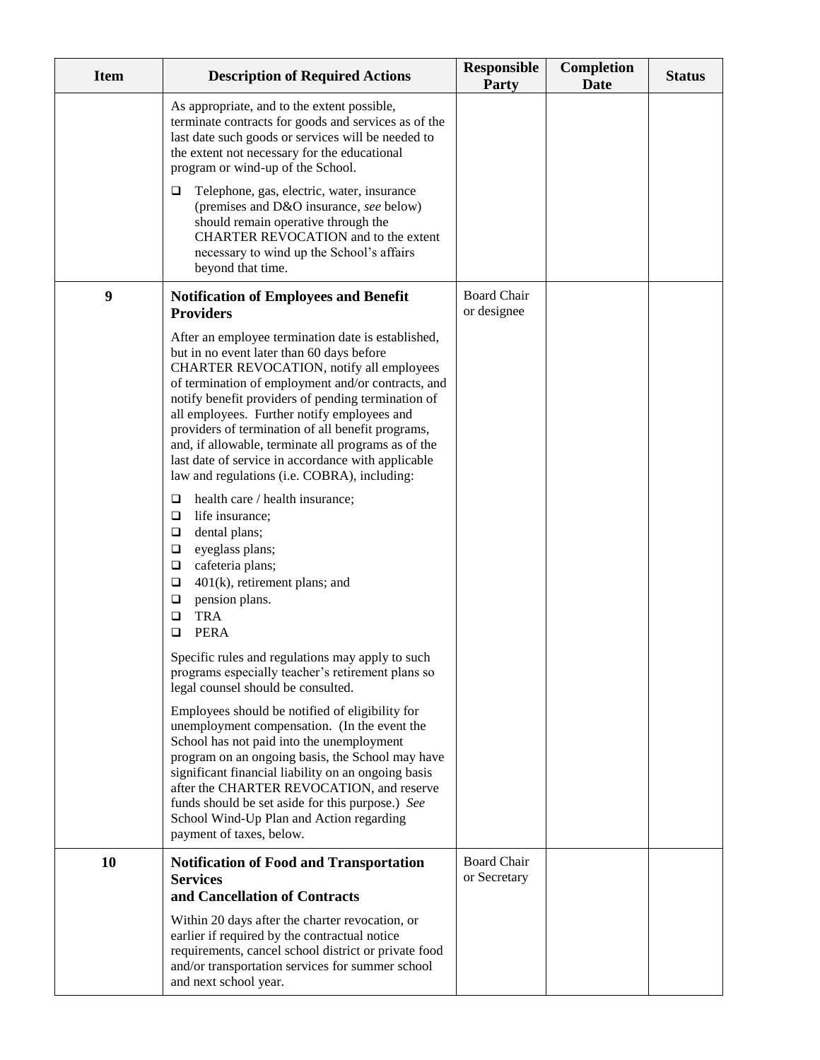| Item | Description of Required Actions | Responsible Party | Completion Date | Status |
|---|---|---|---|---|
| | As appropriate, and to the extent possible, terminate contracts for goods and services as of the last date such goods or services will be needed to the extent not necessary for the educational program or wind-up of the School.<br><br>❑ Telephone, gas, electric, water, insurance (premises and D&O insurance, *see* below) should remain operative through the CHARTER REVOCATION and to the extent necessary to wind up the School's affairs beyond that time. | | | |
| **9** | **Notification of Employees and Benefit Providers**<br><br>After an employee termination date is established, but in no event later than 60 days before CHARTER REVOCATION, notify all employees of termination of employment and/or contracts, and notify benefit providers of pending termination of all employees. Further notify employees and providers of termination of all benefit programs, and, if allowable, terminate all programs as of the last date of service in accordance with applicable law and regulations (i.e. COBRA), including:<br><br>❑ health care / health insurance;<br>❑ life insurance;<br>❑ dental plans;<br>❑ eyeglass plans;<br>❑ cafeteria plans;<br>❑ 401(k), retirement plans; and<br>❑ pension plans.<br>❑ TRA<br>❑ PERA<br><br>Specific rules and regulations may apply to such programs especially teacher's retirement plans so legal counsel should be consulted.<br><br>Employees should be notified of eligibility for unemployment compensation. (In the event the School has not paid into the unemployment program on an ongoing basis, the School may have significant financial liability on an ongoing basis after the CHARTER REVOCATION, and reserve funds should be set aside for this purpose.) *See* School Wind-Up Plan and Action regarding payment of taxes, below. | Board Chair or designee | | |
| **10** | **Notification of Food and Transportation Services and Cancellation of Contracts**<br><br>Within 20 days after the charter revocation, or earlier if required by the contractual notice requirements, cancel school district or private food and/or transportation services for summer school and next school year. | Board Chair or Secretary | | |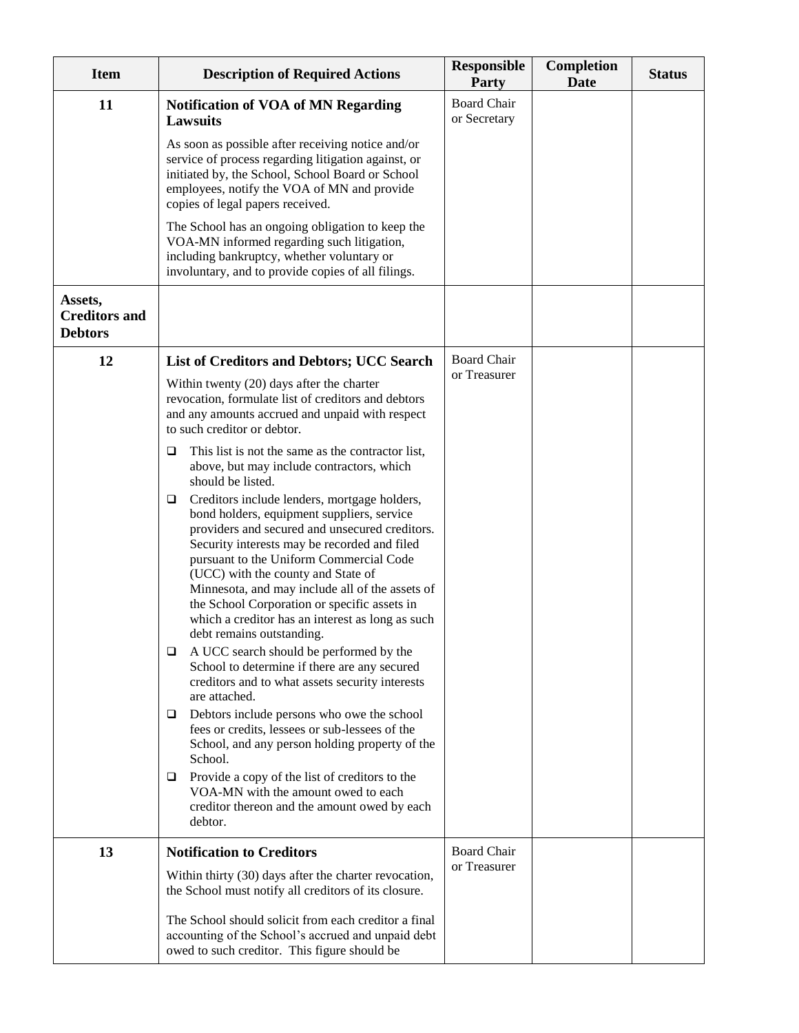| Item | Description of Required Actions | Responsible Party | Completion Date | Status |
|---|---|---|---|---|
| 11 | **Notification of VOA of MN Regarding Lawsuits**<br><br>As soon as possible after receiving notice and/or service of process regarding litigation against, or initiated by, the School, School Board or School employees, notify the VOA of MN and provide copies of legal papers received.<br><br>The School has an ongoing obligation to keep the VOA-MN informed regarding such litigation, including bankruptcy, whether voluntary or involuntary, and to provide copies of all filings. | Board Chair or Secretary | | |
| **Assets, Creditors and Debtors** | | | | |
| 12 | **List of Creditors and Debtors; UCC Search**<br><br>Within twenty (20) days after the charter revocation, formulate list of creditors and debtors and any amounts accrued and unpaid with respect to such creditor or debtor.<br><br>❑ This list is not the same as the contractor list, above, but may include contractors, which should be listed.<br>❑ Creditors include lenders, mortgage holders, bond holders, equipment suppliers, service providers and secured and unsecured creditors. Security interests may be recorded and filed pursuant to the Uniform Commercial Code (UCC) with the county and State of Minnesota, and may include all of the assets of the School Corporation or specific assets in which a creditor has an interest as long as such debt remains outstanding.<br>❑ A UCC search should be performed by the School to determine if there are any secured creditors and to what assets security interests are attached.<br>❑ Debtors include persons who owe the school fees or credits, lessees or sub-lessees of the School, and any person holding property of the School.<br>❑ Provide a copy of the list of creditors to the VOA-MN with the amount owed to each creditor thereon and the amount owed by each debtor. | Board Chair or Treasurer | | |
| 13 | **Notification to Creditors**<br><br>Within thirty (30) days after the charter revocation, the School must notify all creditors of its closure.<br><br>The School should solicit from each creditor a final accounting of the School's accrued and unpaid debt owed to such creditor. This figure should be | Board Chair or Treasurer | | |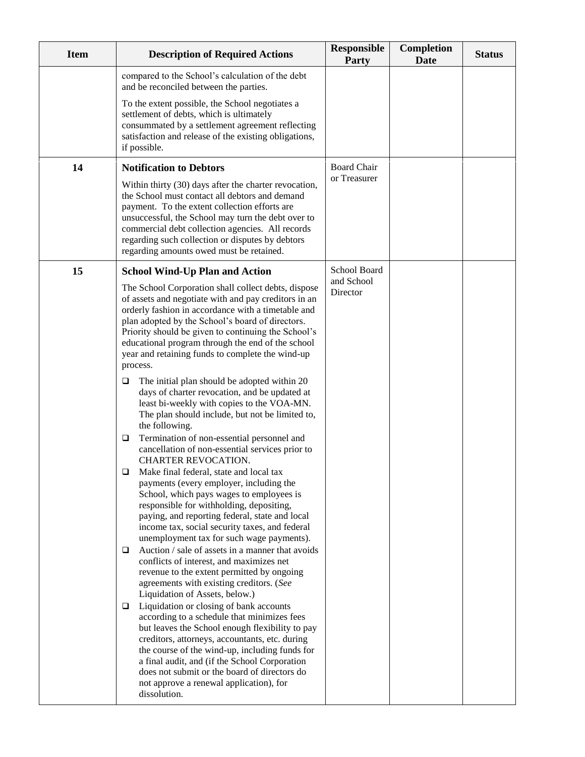| Item | Description of Required Actions | Responsible Party | Completion Date | Status |
|---|---|---|---|---|
| | compared to the School's calculation of the debt and be reconciled between the parties.<br><br>To the extent possible, the School negotiates a settlement of debts, which is ultimately consummated by a settlement agreement reflecting satisfaction and release of the existing obligations, if possible. | | | |
| **14** | **Notification to Debtors**<br><br>Within thirty (30) days after the charter revocation, the School must contact all debtors and demand payment. To the extent collection efforts are unsuccessful, the School may turn the debt over to commercial debt collection agencies. All records regarding such collection or disputes by debtors regarding amounts owed must be retained. | Board Chair or Treasurer | | |
| **15** | **School Wind-Up Plan and Action**<br><br>The School Corporation shall collect debts, dispose of assets and negotiate with and pay creditors in an orderly fashion in accordance with a timetable and plan adopted by the School's board of directors. Priority should be given to continuing the School's educational program through the end of the school year and retaining funds to complete the wind-up process.<br><br>❑ The initial plan should be adopted within 20 days of charter revocation, and be updated at least bi-weekly with copies to the VOA-MN. The plan should include, but not be limited to, the following.<br>❑ Termination of non-essential personnel and cancellation of non-essential services prior to CHARTER REVOCATION.<br>❑ Make final federal, state and local tax payments (every employer, including the School, which pays wages to employees is responsible for withholding, depositing, paying, and reporting federal, state and local income tax, social security taxes, and federal unemployment tax for such wage payments).<br>❑ Auction / sale of assets in a manner that avoids conflicts of interest, and maximizes net revenue to the extent permitted by ongoing agreements with existing creditors. (*See* Liquidation of Assets, below.)<br>❑ Liquidation or closing of bank accounts according to a schedule that minimizes fees but leaves the School enough flexibility to pay creditors, attorneys, accountants, etc. during the course of the wind-up, including funds for a final audit, and (if the School Corporation does not submit or the board of directors do not approve a renewal application), for dissolution. | School Board and School Director | | |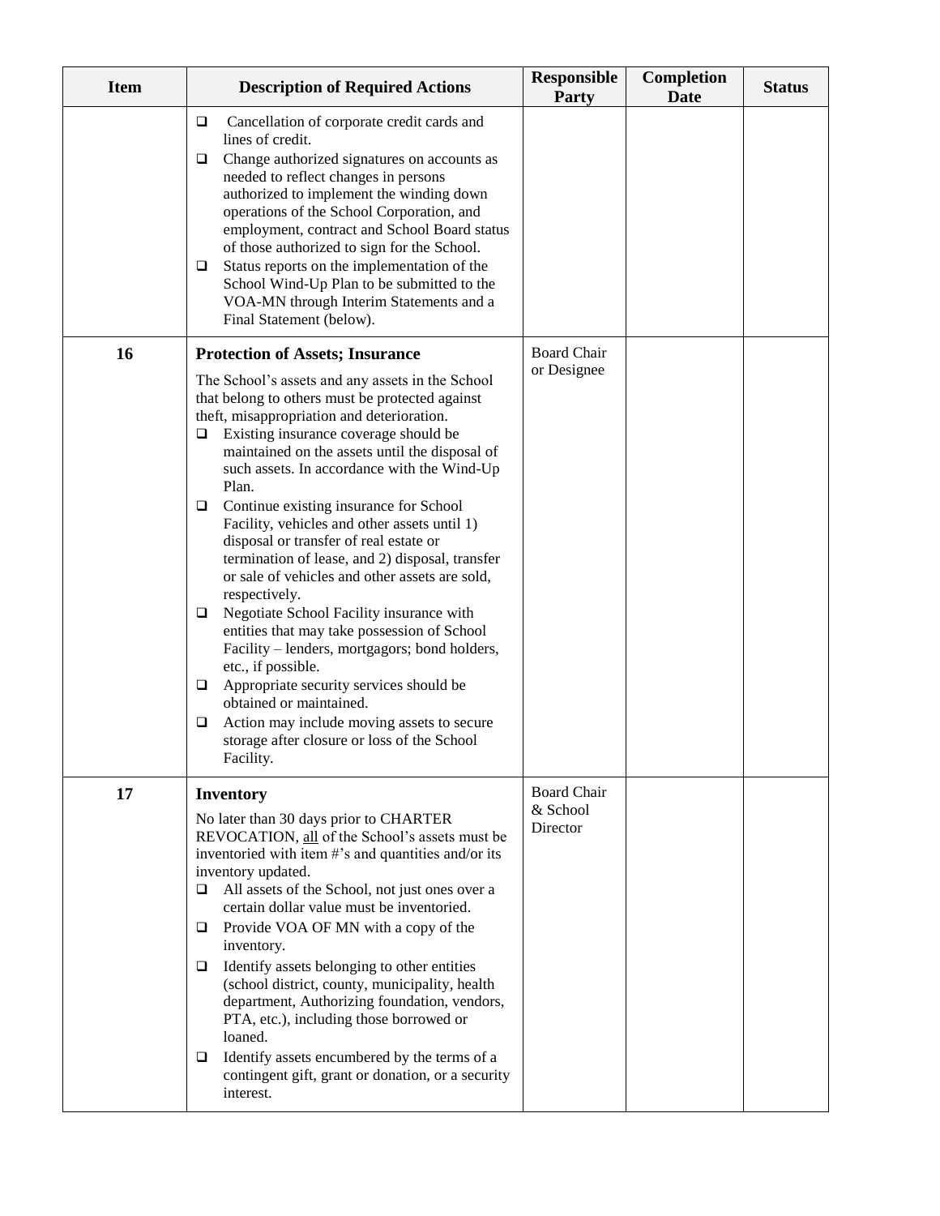| Item | Description of Required Actions | Responsible Party | Completion Date | Status |
|---|---|---|---|---|
| | ❑ Cancellation of corporate credit cards and lines of credit.<br>❑ Change authorized signatures on accounts as needed to reflect changes in persons authorized to implement the winding down operations of the School Corporation, and employment, contract and School Board status of those authorized to sign for the School.<br>❑ Status reports on the implementation of the School Wind-Up Plan to be submitted to the VOA-MN through Interim Statements and a Final Statement (below). | | | |
| **16** | **Protection of Assets; Insurance**<br>The School's assets and any assets in the School that belong to others must be protected against theft, misappropriation and deterioration.<br>❑ Existing insurance coverage should be maintained on the assets until the disposal of such assets. In accordance with the Wind-Up Plan.<br>❑ Continue existing insurance for School Facility, vehicles and other assets until 1) disposal or transfer of real estate or termination of lease, and 2) disposal, transfer or sale of vehicles and other assets are sold, respectively.<br>❑ Negotiate School Facility insurance with entities that may take possession of School Facility – lenders, mortgagors; bond holders, etc., if possible.<br>❑ Appropriate security services should be obtained or maintained.<br>❑ Action may include moving assets to secure storage after closure or loss of the School Facility. | Board Chair or Designee | | |
| **17** | **Inventory**<br>No later than 30 days prior to CHARTER REVOCATION, <u>all</u> of the School's assets must be inventoried with item #'s and quantities and/or its inventory updated.<br>❑ All assets of the School, not just ones over a certain dollar value must be inventoried.<br>❑ Provide VOA OF MN with a copy of the inventory.<br>❑ Identify assets belonging to other entities (school district, county, municipality, health department, Authorizing foundation, vendors, PTA, etc.), including those borrowed or loaned.<br>❑ Identify assets encumbered by the terms of a contingent gift, grant or donation, or a security interest. | Board Chair & School Director | | |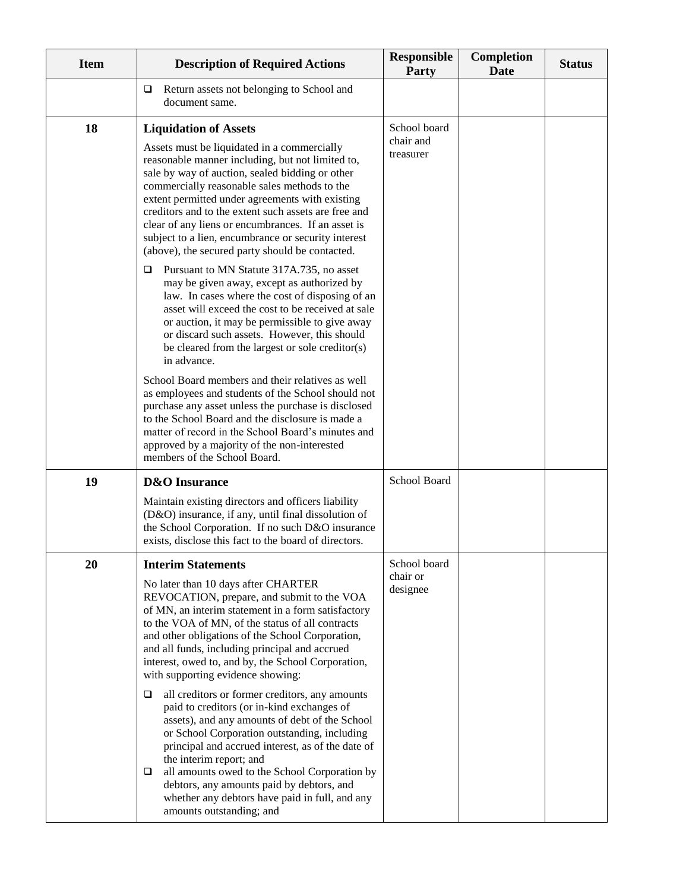| Item | Description of Required Actions | Responsible Party | Completion Date | Status |
|---|---|---|---|---|
| | ❑ Return assets not belonging to School and document same. | | | |
| **18** | **Liquidation of Assets**<br><br>Assets must be liquidated in a commercially reasonable manner including, but not limited to, sale by way of auction, sealed bidding or other commercially reasonable sales methods to the extent permitted under agreements with existing creditors and to the extent such assets are free and clear of any liens or encumbrances. If an asset is subject to a lien, encumbrance or security interest (above), the secured party should be contacted.<br><br>❑ Pursuant to MN Statute 317A.735, no asset may be given away, except as authorized by law. In cases where the cost of disposing of an asset will exceed the cost to be received at sale or auction, it may be permissible to give away or discard such assets. However, this should be cleared from the largest or sole creditor(s) in advance.<br><br>School Board members and their relatives as well as employees and students of the School should not purchase any asset unless the purchase is disclosed to the School Board and the disclosure is made a matter of record in the School Board's minutes and approved by a majority of the non-interested members of the School Board. | School board chair and treasurer | | |
| **19** | **D&O Insurance**<br><br>Maintain existing directors and officers liability (D&O) insurance, if any, until final dissolution of the School Corporation. If no such D&O insurance exists, disclose this fact to the board of directors. | School Board | | |
| **20** | **Interim Statements**<br><br>No later than 10 days after CHARTER REVOCATION, prepare, and submit to the VOA of MN, an interim statement in a form satisfactory to the VOA of MN, of the status of all contracts and other obligations of the School Corporation, and all funds, including principal and accrued interest, owed to, and by, the School Corporation, with supporting evidence showing:<br><br>❑ all creditors or former creditors, any amounts paid to creditors (or in-kind exchanges of assets), and any amounts of debt of the School or School Corporation outstanding, including principal and accrued interest, as of the date of the interim report; and<br>❑ all amounts owed to the School Corporation by debtors, any amounts paid by debtors, and whether any debtors have paid in full, and any amounts outstanding; and | School board chair or designee | | |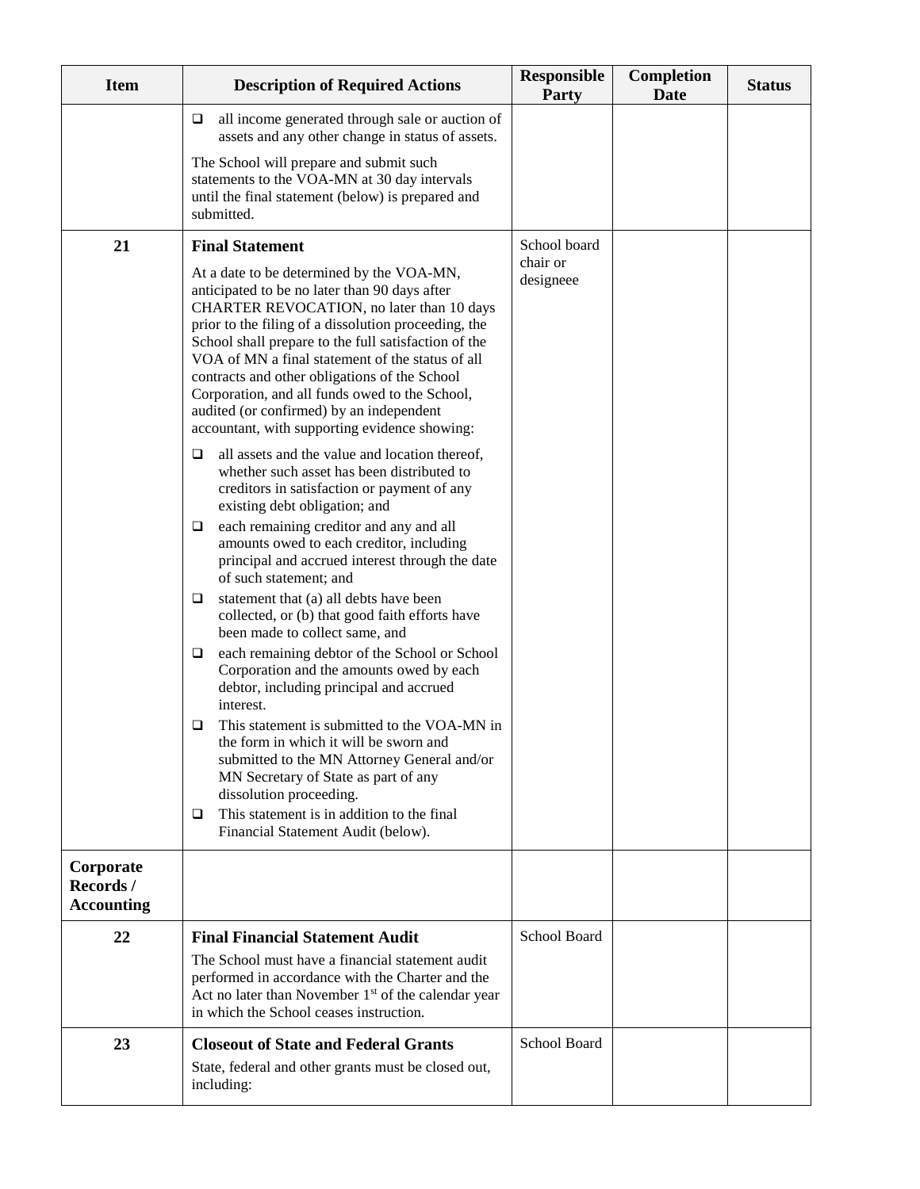| Item | Description of Required Actions | Responsible Party | Completion Date | Status |
|---|---|---|---|---|
| | ❑ all income generated through sale or auction of assets and any other change in status of assets.<br><br>The School will prepare and submit such statements to the VOA-MN at 30 day intervals until the final statement (below) is prepared and submitted. | | | |
| **21** | **Final Statement**<br><br>At a date to be determined by the VOA-MN, anticipated to be no later than 90 days after CHARTER REVOCATION, no later than 10 days prior to the filing of a dissolution proceeding, the School shall prepare to the full satisfaction of the VOA of MN a final statement of the status of all contracts and other obligations of the School Corporation, and all funds owed to the School, audited (or confirmed) by an independent accountant, with supporting evidence showing:<br><br>❑ all assets and the value and location thereof, whether such asset has been distributed to creditors in satisfaction or payment of any existing debt obligation; and<br>❑ each remaining creditor and any and all amounts owed to each creditor, including principal and accrued interest through the date of such statement; and<br>❑ statement that (a) all debts have been collected, or (b) that good faith efforts have been made to collect same, and<br>❑ each remaining debtor of the School or School Corporation and the amounts owed by each debtor, including principal and accrued interest.<br>❑ This statement is submitted to the VOA-MN in the form in which it will be sworn and submitted to the MN Attorney General and/or MN Secretary of State as part of any dissolution proceeding.<br>❑ This statement is in addition to the final Financial Statement Audit (below). | School board chair or designeee | | |
| **Corporate Records / Accounting** | | | | |
| **22** | **Final Financial Statement Audit**<br><br>The School must have a financial statement audit performed in accordance with the Charter and the Act no later than November 1st of the calendar year in which the School ceases instruction. | School Board | | |
| **23** | **Closeout of State and Federal Grants**<br><br>State, federal and other grants must be closed out, including: | School Board | | |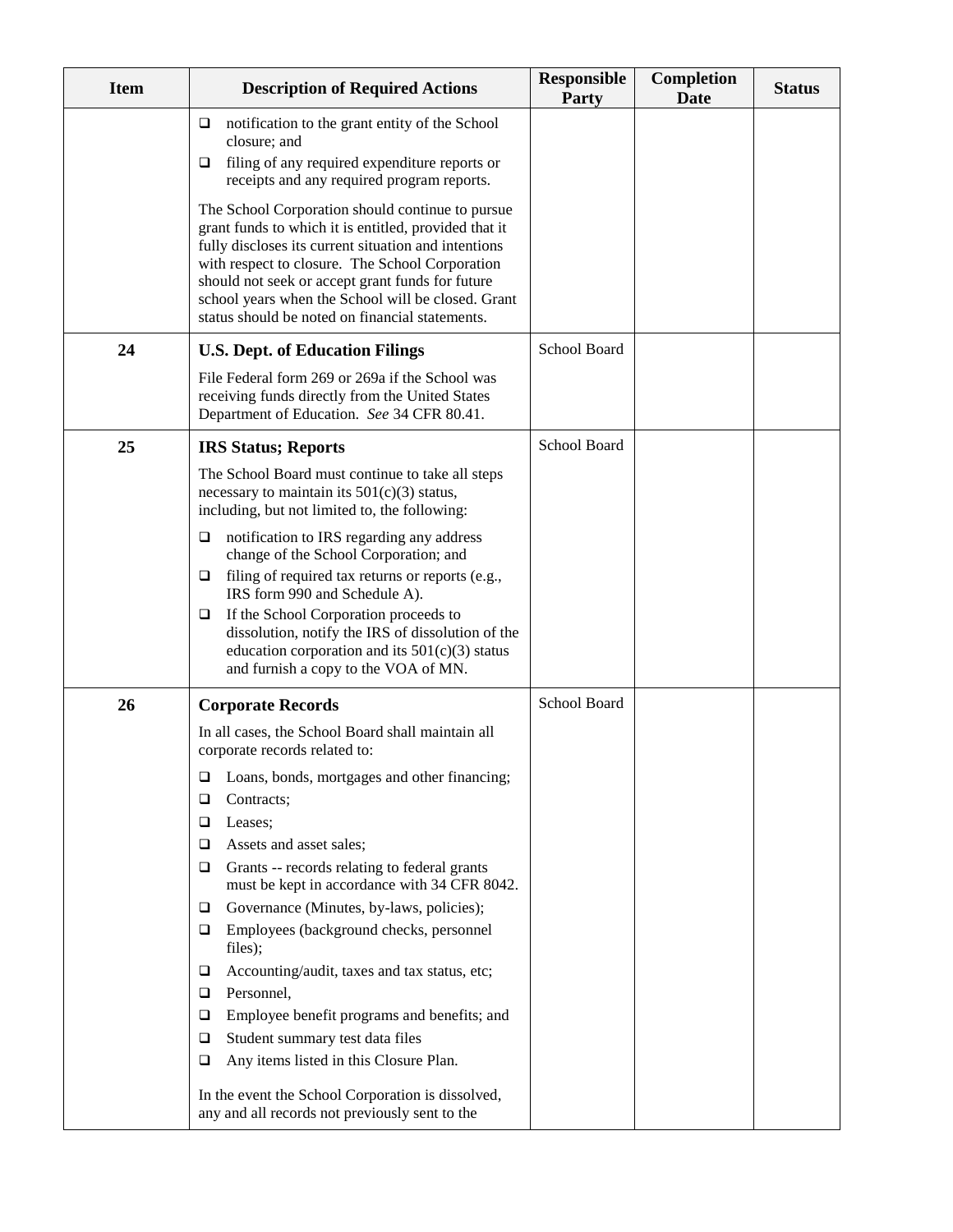| Item | Description of Required Actions | Responsible Party | Completion Date | Status |
|---|---|---|---|---|
| | ❑ notification to the grant entity of the School closure; and<br>❑ filing of any required expenditure reports or receipts and any required program reports.<br><br>The School Corporation should continue to pursue grant funds to which it is entitled, provided that it fully discloses its current situation and intentions with respect to closure. The School Corporation should not seek or accept grant funds for future school years when the School will be closed. Grant status should be noted on financial statements. | | | |
| **24** | **U.S. Dept. of Education Filings**<br><br>File Federal form 269 or 269a if the School was receiving funds directly from the United States Department of Education. *See* 34 CFR 80.41. | School Board | | |
| **25** | **IRS Status; Reports**<br><br>The School Board must continue to take all steps necessary to maintain its 501(c)(3) status, including, but not limited to, the following:<br><br>❑ notification to IRS regarding any address change of the School Corporation; and<br>❑ filing of required tax returns or reports (e.g., IRS form 990 and Schedule A).<br>❑ If the School Corporation proceeds to dissolution, notify the IRS of dissolution of the education corporation and its 501(c)(3) status and furnish a copy to the VOA of MN. | School Board | | |
| **26** | **Corporate Records**<br><br>In all cases, the School Board shall maintain all corporate records related to:<br><br>❑ Loans, bonds, mortgages and other financing;<br>❑ Contracts;<br>❑ Leases;<br>❑ Assets and asset sales;<br>❑ Grants -- records relating to federal grants must be kept in accordance with 34 CFR 8042.<br>❑ Governance (Minutes, by-laws, policies);<br>❑ Employees (background checks, personnel files);<br>❑ Accounting/audit, taxes and tax status, etc;<br>❑ Personnel,<br>❑ Employee benefit programs and benefits; and<br>❑ Student summary test data files<br>❑ Any items listed in this Closure Plan.<br><br>In the event the School Corporation is dissolved, any and all records not previously sent to the | School Board | | |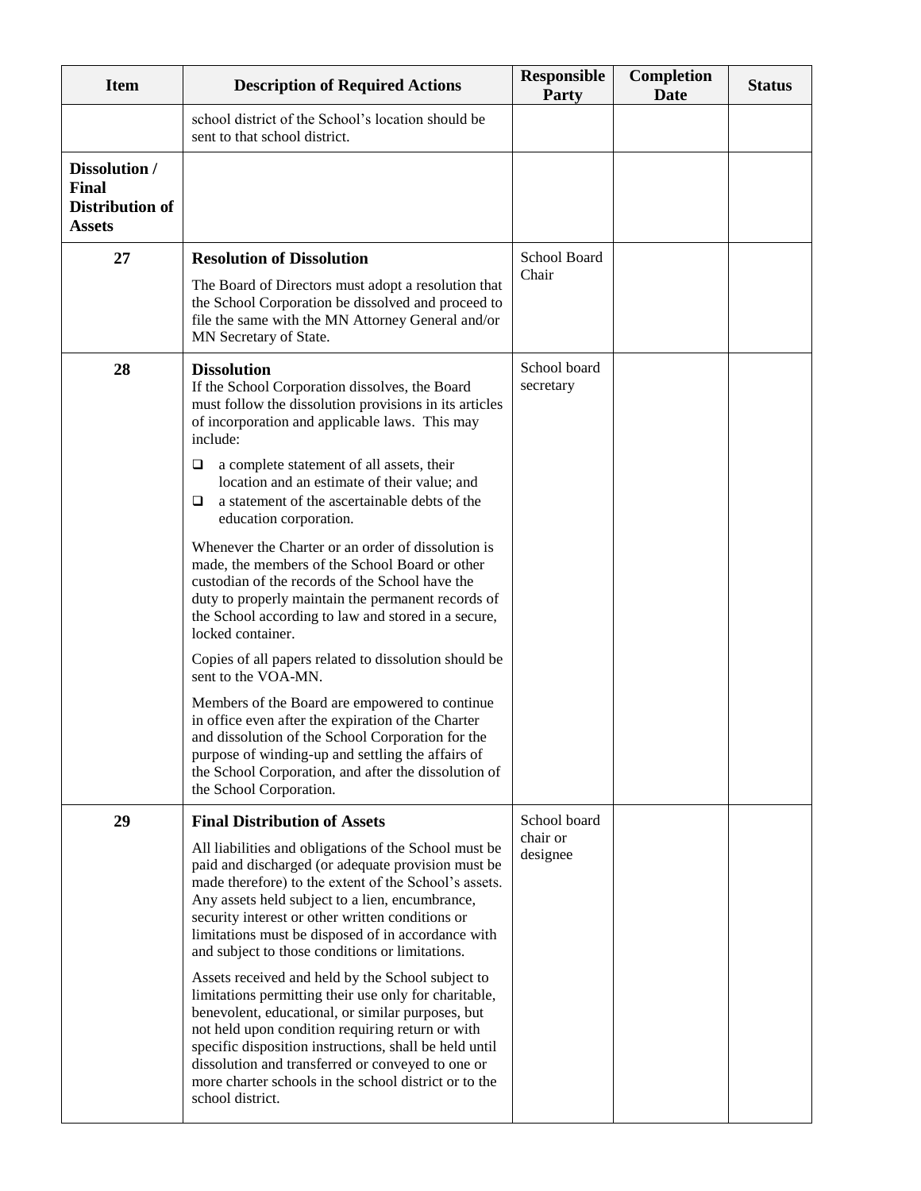| Item | Description of Required Actions | Responsible Party | Completion Date | Status |
|---|---|---|---|---|
| | school district of the School's location should be sent to that school district. | | | |
| **Dissolution / Final Distribution of Assets** | | | | |
| **27** | **Resolution of Dissolution**<br><br>The Board of Directors must adopt a resolution that the School Corporation be dissolved and proceed to file the same with the MN Attorney General and/or MN Secretary of State. | School Board Chair | | |
| **28** | **Dissolution**<br>If the School Corporation dissolves, the Board must follow the dissolution provisions in its articles of incorporation and applicable laws. This may include:<br><br>❑ a complete statement of all assets, their location and an estimate of their value; and<br>❑ a statement of the ascertainable debts of the education corporation.<br><br>Whenever the Charter or an order of dissolution is made, the members of the School Board or other custodian of the records of the School have the duty to properly maintain the permanent records of the School according to law and stored in a secure, locked container.<br><br>Copies of all papers related to dissolution should be sent to the VOA-MN.<br><br>Members of the Board are empowered to continue in office even after the expiration of the Charter and dissolution of the School Corporation for the purpose of winding-up and settling the affairs of the School Corporation, and after the dissolution of the School Corporation. | School board secretary | | |
| **29** | **Final Distribution of Assets**<br><br>All liabilities and obligations of the School must be paid and discharged (or adequate provision must be made therefore) to the extent of the School's assets. Any assets held subject to a lien, encumbrance, security interest or other written conditions or limitations must be disposed of in accordance with and subject to those conditions or limitations.<br><br>Assets received and held by the School subject to limitations permitting their use only for charitable, benevolent, educational, or similar purposes, but not held upon condition requiring return or with specific disposition instructions, shall be held until dissolution and transferred or conveyed to one or more charter schools in the school district or to the school district. | School board chair or designee | | |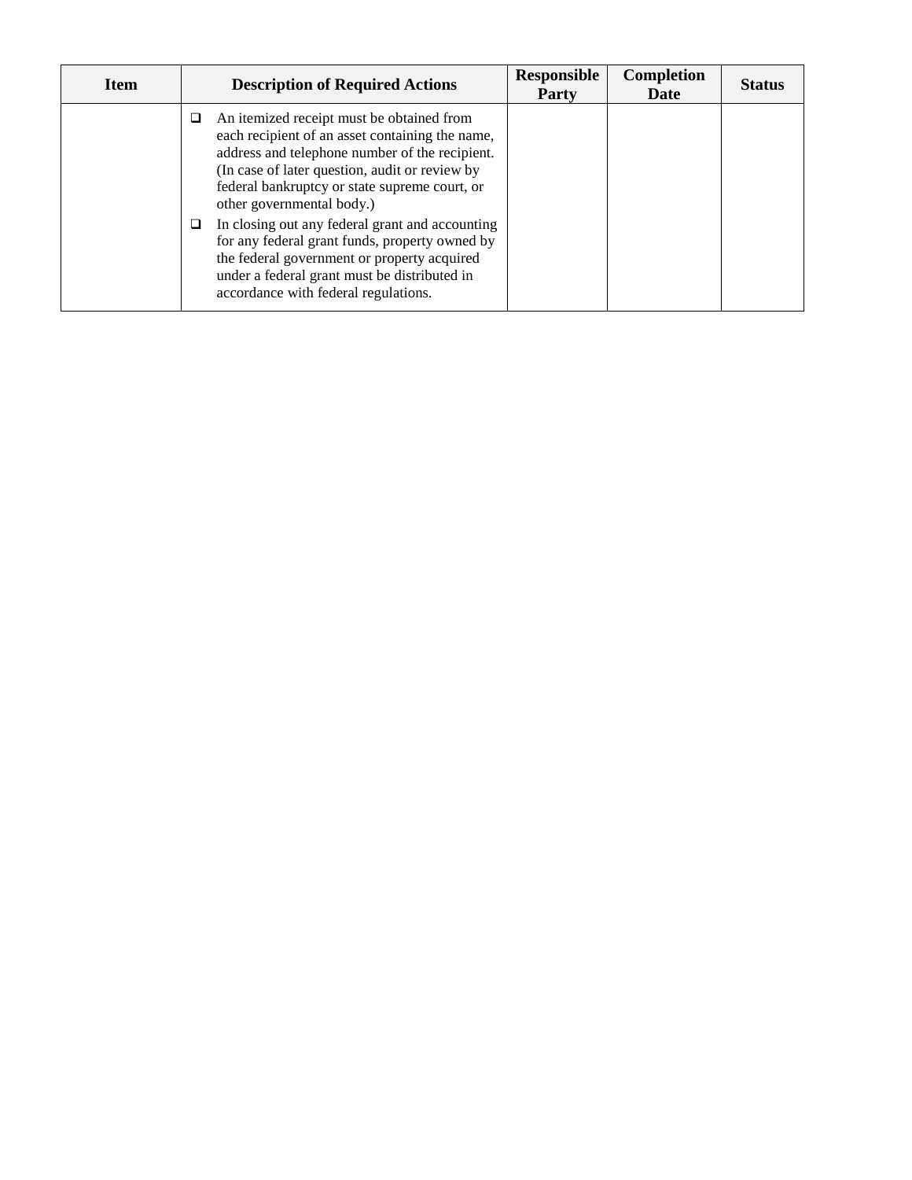| Item | Description of Required Actions | Responsible Party | Completion Date | Status |
|---|---|---|---|---|
| | ❑ An itemized receipt must be obtained from each recipient of an asset containing the name, address and telephone number of the recipient. (In case of later question, audit or review by federal bankruptcy or state supreme court, or other governmental body.)<br>❑ In closing out any federal grant and accounting for any federal grant funds, property owned by the federal government or property acquired under a federal grant must be distributed in accordance with federal regulations. | | | |